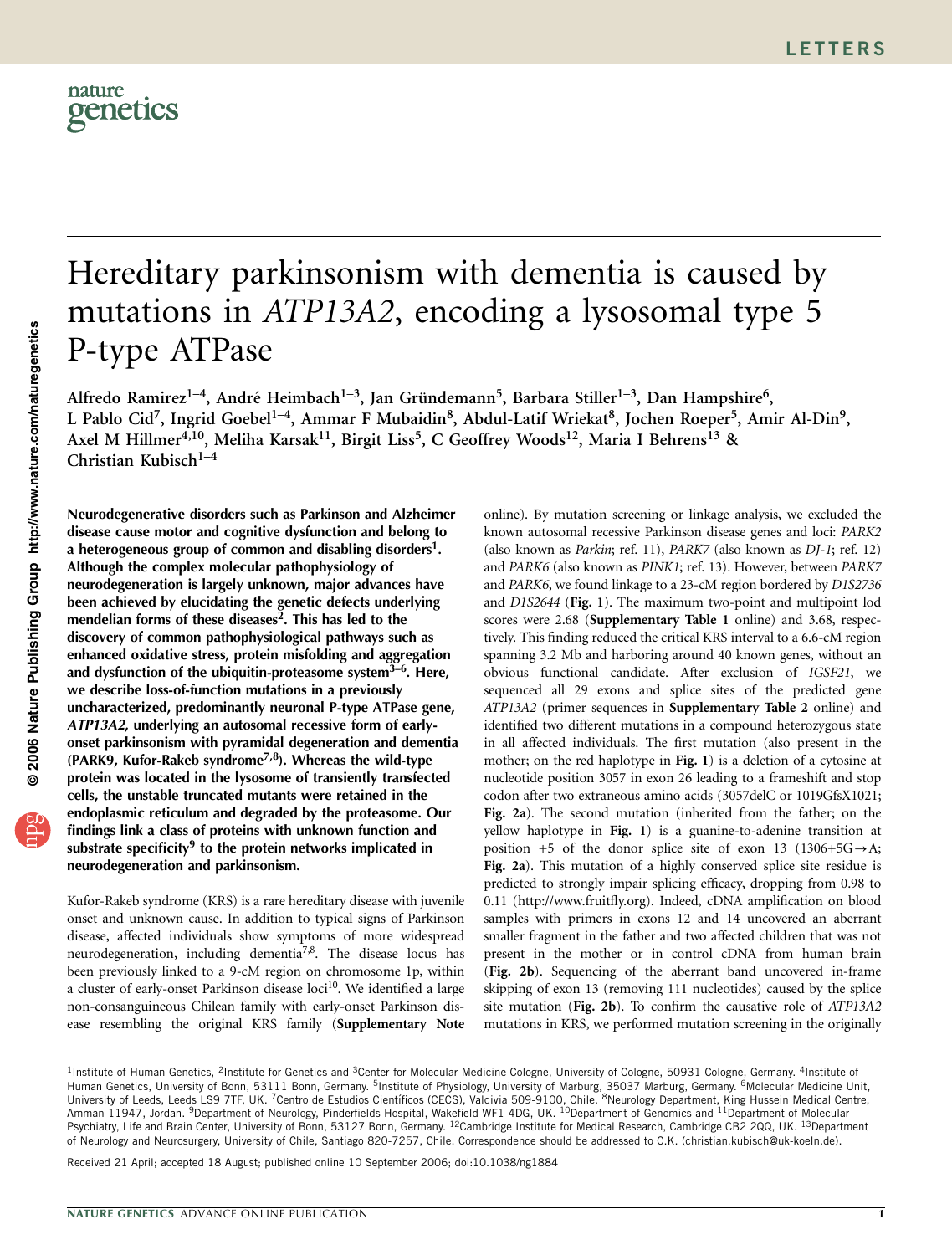# Hereditary parkinsonism with dementia is caused by mutations in *ATP13A2*, encoding a lysosomal type 5 P-type ATPase

Alfredo Ramirez[1–4], André Heimbach[1–3], Jan Gründemann[5], Barbara Stiller[1–3], Dan Hampshire[6], L Pablo Cid[7], Ingrid Goebel[1–4], Ammar F Mubaidin[8], Abdul-Latif Wriekat[8], Jochen Roeper[5], Amir Al-Din[9], Axel M Hillmer[4,10], Meliha Karsak[11], Birgit Liss[5], C Geoffrey Woods[12], Maria I Behrens[13] & Christian Kubisch[1–4]

**Neurodegenerative disorders such as Parkinson and Alzheimer disease cause motor and cognitive dysfunction and belong to a heterogeneous group of common and disabling disorders[1]. Although the complex molecular pathophysiology of neurodegeneration is largely unknown, major advances have been achieved by elucidating the genetic defects underlying mendelian forms of these diseases[2]. This has led to the discovery of common pathophysiological pathways such as enhanced oxidative stress, protein misfolding and aggregation and dysfunction of the ubiquitin-proteasome system[3–6]. Here, we describe loss-of-function mutations in a previously uncharacterized, predominantly neuronal P-type ATPase gene, *ATP13A2*, underlying an autosomal recessive form of early-onset parkinsonism with pyramidal degeneration and dementia (PARK9, Kufor-Rakeb syndrome[7,8]). Whereas the wild-type protein was located in the lysosome of transiently transfected cells, the unstable truncated mutants were retained in the endoplasmic reticulum and degraded by the proteasome. Our findings link a class of proteins with unknown function and substrate specificity[9] to the protein networks implicated in neurodegeneration and parkinsonism.**

Kufor-Rakeb syndrome (KRS) is a rare hereditary disease with juvenile onset and unknown cause. In addition to typical signs of Parkinson disease, affected individuals show symptoms of more widespread neurodegeneration, including dementia[7,8]. The disease locus has been previously linked to a 9-cM region on chromosome 1p, within a cluster of early-onset Parkinson disease loci[10]. We identified a large non-consanguineous Chilean family with early-onset Parkinson disease resembling the original KRS family (**Supplementary Note** online). By mutation screening or linkage analysis, we excluded the known autosomal recessive Parkinson disease genes and loci: *PARK2* (also known as *Parkin*; ref. 11), *PARK7* (also known as *DJ-1*; ref. 12) and *PARK6* (also known as *PINK1*; ref. 13). However, between *PARK7* and *PARK6*, we found linkage to a 23-cM region bordered by *D1S2736* and *D1S2644* (**Fig. 1**). The maximum two-point and multipoint lod scores were 2.68 (**Supplementary Table 1** online) and 3.68, respectively. This finding reduced the critical KRS interval to a 6.6-cM region spanning 3.2 Mb and harboring around 40 known genes, without an obvious functional candidate. After exclusion of *IGSF21*, we sequenced all 29 exons and splice sites of the predicted gene *ATP13A2* (primer sequences in **Supplementary Table 2** online) and identified two different mutations in a compound heterozygous state in all affected individuals. The first mutation (also present in the mother; on the red haplotype in **Fig. 1**) is a deletion of a cytosine at nucleotide position 3057 in exon 26 leading to a frameshift and stop codon after two extraneous amino acids (3057delC or 1019GfsX1021; **Fig. 2a**). The second mutation (inherited from the father; on the yellow haplotype in **Fig. 1**) is a guanine-to-adenine transition at position +5 of the donor splice site of exon 13 (1306+5G→A; **Fig. 2a**). This mutation of a highly conserved splice site residue is predicted to strongly impair splicing efficacy, dropping from 0.98 to 0.11 (http://www.fruitfly.org). Indeed, cDNA amplification on blood samples with primers in exons 12 and 14 uncovered an aberrant smaller fragment in the father and two affected children that was not present in the mother or in control cDNA from human brain (**Fig. 2b**). Sequencing of the aberrant band uncovered in-frame skipping of exon 13 (removing 111 nucleotides) caused by the splice site mutation (**Fig. 2b**). To confirm the causative role of *ATP13A2* mutations in KRS, we performed mutation screening in the originally

[1]Institute of Human Genetics, [2]Institute for Genetics and [3]Center for Molecular Medicine Cologne, University of Cologne, 50931 Cologne, Germany. [4]Institute of Human Genetics, University of Bonn, 53111 Bonn, Germany. [5]Institute of Physiology, University of Marburg, 35037 Marburg, Germany. [6]Molecular Medicine Unit, University of Leeds, Leeds LS9 7TF, UK. [7]Centro de Estudios Científicos (CECS), Valdivia 509-9100, Chile. [8]Neurology Department, King Hussein Medical Centre, Amman 11947, Jordan. [9]Department of Neurology, Pinderfields Hospital, Wakefield WF1 4DG, UK. [10]Department of Genomics and [11]Department of Molecular Psychiatry, Life and Brain Center, University of Bonn, 53127 Bonn, Germany. [12]Cambridge Institute for Medical Research, Cambridge CB2 2QQ, UK. [13]Department of Neurology and Neurosurgery, University of Chile, Santiago 820-7257, Chile. Correspondence should be addressed to C.K. (christian.kubisch@uk-koeln.de).

Received 21 April; accepted 18 August; published online 10 September 2006; doi:10.1038/ng1884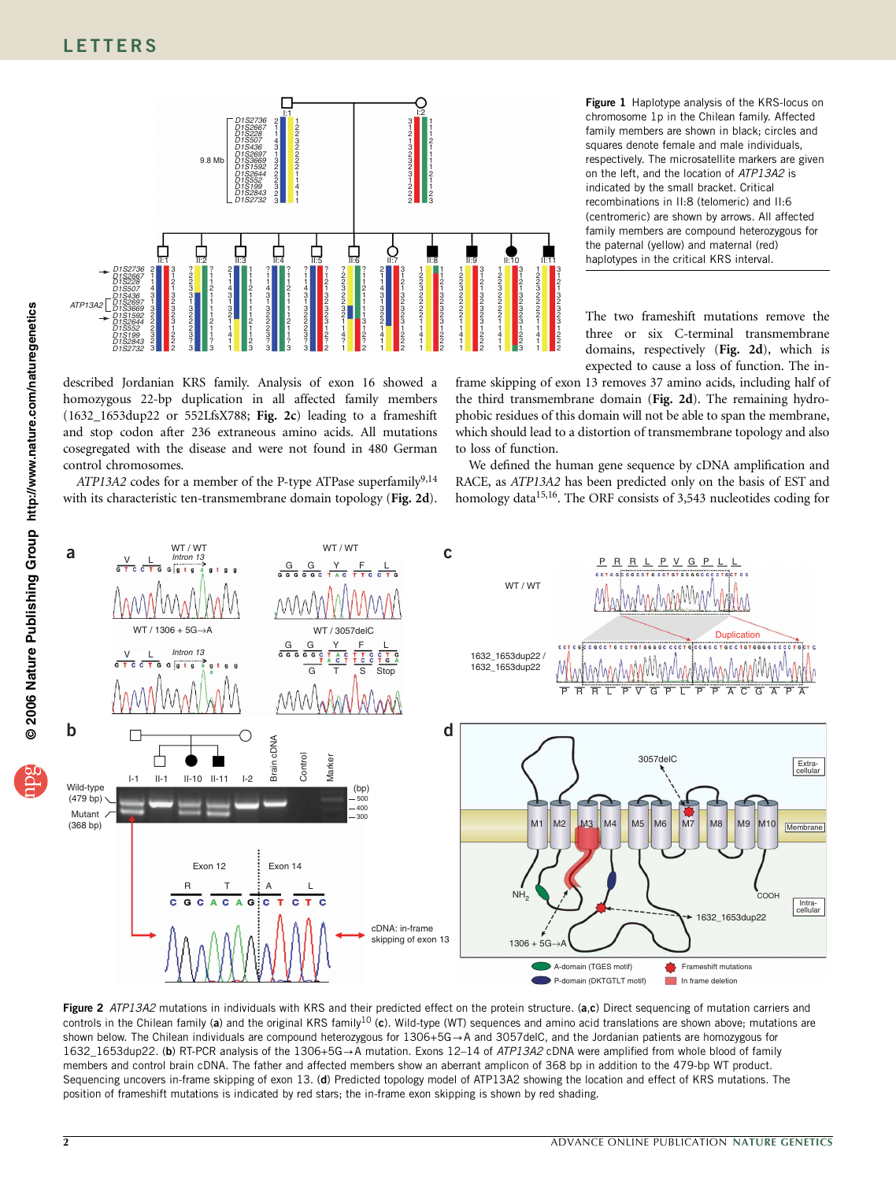**Figure 1** Haplotype analysis of the KRS-locus on chromosome 1p in the Chilean family. Affected family members are shown in black; circles and squares denote female and male individuals, respectively. The microsatellite markers are given on the left, and the location of *ATP13A2* is indicated by the small bracket. Critical recombinations in II:8 (telomeric) and II:6 (centromeric) are shown by arrows. All affected family members are compound heterozygous for the paternal (yellow) and maternal (red) haplotypes in the critical KRS interval.

described Jordanian KRS family. Analysis of exon 16 showed a homozygous 22-bp duplication in all affected family members (1632_1653dup22 or 552LfsX788; **Fig. 2c**) leading to a frameshift and stop codon after 236 extraneous amino acids. All mutations cosegregated with the disease and were not found in 480 German control chromosomes.

*ATP13A2* codes for a member of the P-type ATPase superfamily[9,14] with its characteristic ten-transmembrane domain topology (**Fig. 2d**). The two frameshift mutations remove the three or six C-terminal transmembrane domains, respectively (**Fig. 2d**), which is expected to cause a loss of function. The in-frame skipping of exon 13 removes 37 amino acids, including half of the third transmembrane domain (**Fig. 2d**). The remaining hydrophobic residues of this domain will not be able to span the membrane, which should lead to a distortion of transmembrane topology and also to loss of function.

We defined the human gene sequence by cDNA amplification and RACE, as *ATP13A2* has been predicted only on the basis of EST and homology data[15,16]. The ORF consists of 3,543 nucleotides coding for

**Figure 2** *ATP13A2* mutations in individuals with KRS and their predicted effect on the protein structure. (**a**,**c**) Direct sequencing of mutation carriers and controls in the Chilean family (**a**) and the original KRS family[10] (**c**). Wild-type (WT) sequences and amino acid translations are shown above; mutations are shown below. The Chilean individuals are compound heterozygous for 1306+5G→A and 3057delC, and the Jordanian patients are homozygous for 1632_1653dup22. (**b**) RT-PCR analysis of the 1306+5G→A mutation. Exons 12–14 of *ATP13A2* cDNA were amplified from whole blood of family members and control brain cDNA. The father and affected members show an aberrant amplicon of 368 bp in addition to the 479-bp WT product. Sequencing uncovers in-frame skipping of exon 13. (**d**) Predicted topology model of ATP13A2 showing the location and effect of KRS mutations. The position of frameshift mutations is indicated by red stars; the in-frame exon skipping is shown by red shading.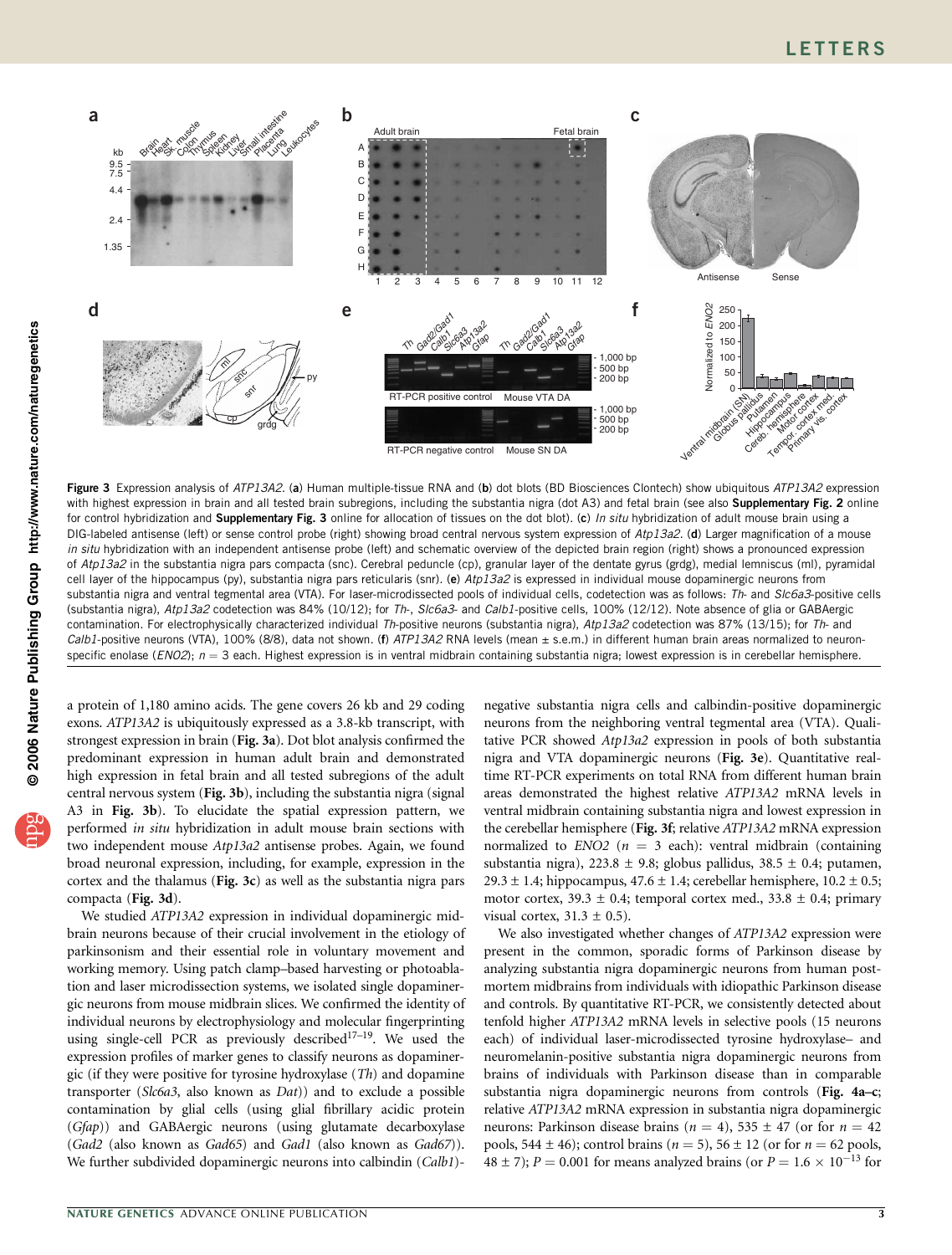**Figure 3** Expression analysis of *ATP13A2*. (**a**) Human multiple-tissue RNA and (**b**) dot blots (BD Biosciences Clontech) show ubiquitous *ATP13A2* expression with highest expression in brain and all tested brain subregions, including the substantia nigra (dot A3) and fetal brain (see also **Supplementary Fig. 2** online for control hybridization and **Supplementary Fig. 3** online for allocation of tissues on the dot blot). (**c**) *In situ* hybridization of adult mouse brain using a DIG-labeled antisense (left) or sense control probe (right) showing broad central nervous system expression of *Atp13a2*. (**d**) Larger magnification of a mouse *in situ* hybridization with an independent antisense probe (left) and schematic overview of the depicted brain region (right) shows a pronounced expression of *Atp13a2* in the substantia nigra pars compacta (snc). Cerebral peduncle (cp), granular layer of the dentate gyrus (grdg), medial lemniscus (ml), pyramidal cell layer of the hippocampus (py), substantia nigra pars reticularis (snr). (**e**) *Atp13a2* is expressed in individual mouse dopaminergic neurons from substantia nigra and ventral tegmental area (VTA). For laser-microdissected pools of individual cells, codetection was as follows: *Th-* and *Slc6a3*-positive cells (substantia nigra), *Atp13a2* codetection was 84% (10/12); for *Th-*, *Slc6a3-* and *Calb1*-positive cells, 100% (12/12). Note absence of glia or GABAergic contamination. For electrophysically characterized individual *Th*-positive neurons (substantia nigra), *Atp13a2* codetection was 87% (13/15); for *Th-* and *Calb1*-positive neurons (VTA), 100% (8/8), data not shown. (**f**) *ATP13A2* RNA levels (mean ± s.e.m.) in different human brain areas normalized to neuron-specific enolase (*ENO2*); $n = 3$ each. Highest expression is in ventral midbrain containing substantia nigra; lowest expression is in cerebellar hemisphere.

a protein of 1,180 amino acids. The gene covers 26 kb and 29 coding exons. *ATP13A2* is ubiquitously expressed as a 3.8-kb transcript, with strongest expression in brain (**Fig. 3a**). Dot blot analysis confirmed the predominant expression in human adult brain and demonstrated high expression in fetal brain and all tested subregions of the adult central nervous system (**Fig. 3b**), including the substantia nigra (signal A3 in **Fig. 3b**). To elucidate the spatial expression pattern, we performed *in situ* hybridization in adult mouse brain sections with two independent mouse *Atp13a2* antisense probes. Again, we found broad neuronal expression, including, for example, expression in the cortex and the thalamus (**Fig. 3c**) as well as the substantia nigra pars compacta (**Fig. 3d**).

We studied *ATP13A2* expression in individual dopaminergic midbrain neurons because of their crucial involvement in the etiology of parkinsonism and their essential role in voluntary movement and working memory. Using patch clamp–based harvesting or photoablation and laser microdissection systems, we isolated single dopaminergic neurons from mouse midbrain slices. We confirmed the identity of individual neurons by electrophysiology and molecular fingerprinting using single-cell PCR as previously described[17–19]. We used the expression profiles of marker genes to classify neurons as dopaminergic (if they were positive for tyrosine hydroxylase (*Th*) and dopamine transporter (*Slc6a3*, also known as *Dat*)) and to exclude a possible contamination by glial cells (using glial fibrillary acidic protein (*Gfap*)) and GABAergic neurons (using glutamate decarboxylase (*Gad2* (also known as *Gad65*) and *Gad1* (also known as *Gad67*)). We further subdivided dopaminergic neurons into calbindin (*Calb1*)-negative substantia nigra cells and calbindin-positive dopaminergic neurons from the neighboring ventral tegmental area (VTA). Qualitative PCR showed *Atp13a2* expression in pools of both substantia nigra and VTA dopaminergic neurons (**Fig. 3e**). Quantitative real-time RT-PCR experiments on total RNA from different human brain areas demonstrated the highest relative *ATP13A2* mRNA levels in ventral midbrain containing substantia nigra and lowest expression in the cerebellar hemisphere (**Fig. 3f**; relative *ATP13A2* mRNA expression normalized to *ENO2* ($n = 3$ each): ventral midbrain (containing substantia nigra), 223.8 ± 9.8; globus pallidus, 38.5 ± 0.4; putamen, 29.3 ± 1.4; hippocampus, 47.6 ± 1.4; cerebellar hemisphere, 10.2 ± 0.5; motor cortex, 39.3 ± 0.4; temporal cortex med., 33.8 ± 0.4; primary visual cortex, 31.3 ± 0.5).

We also investigated whether changes of *ATP13A2* expression were present in the common, sporadic forms of Parkinson disease by analyzing substantia nigra dopaminergic neurons from human postmortem midbrains from individuals with idiopathic Parkinson disease and controls. By quantitative RT-PCR, we consistently detected about tenfold higher *ATP13A2* mRNA levels in selective pools (15 neurons each) of individual laser-microdissected tyrosine hydroxylase– and neuromelanin-positive substantia nigra dopaminergic neurons from brains of individuals with Parkinson disease than in comparable substantia nigra dopaminergic neurons from controls (**Fig. 4a–c**; relative *ATP13A2* mRNA expression in substantia nigra dopaminergic neurons: Parkinson disease brains ($n = 4$), 535 ± 47 (or for $n = 42$ pools, 544 ± 46); control brains ($n = 5$), 56 ± 12 (or for $n = 62$ pools, 48 ± 7); $P = 0.001$ for means analyzed brains (or $P = 1.6 \times 10^{-13}$ for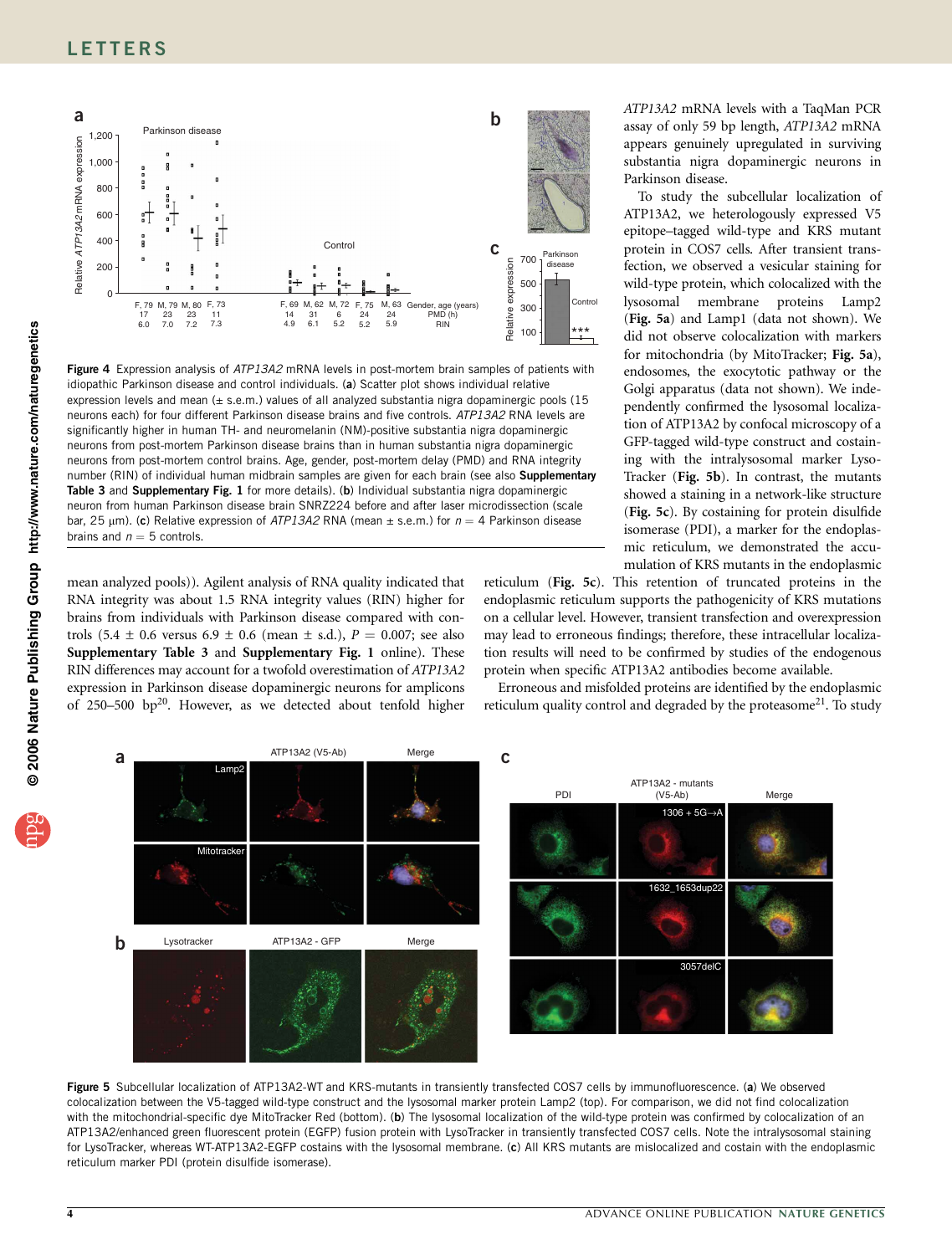Figure 4 Expression analysis of *ATP13A2* mRNA levels in post-mortem brain samples of patients with idiopathic Parkinson disease and control individuals. (**a**) Scatter plot shows individual relative expression levels and mean (± s.e.m.) values of all analyzed substantia nigra dopaminergic pools (15 neurons each) for four different Parkinson disease brains and five controls. *ATP13A2* RNA levels are significantly higher in human TH- and neuromelanin (NM)-positive substantia nigra dopaminergic neurons from post-mortem Parkinson disease brains than in human substantia nigra dopaminergic neurons from post-mortem control brains. Age, gender, post-mortem delay (PMD) and RNA integrity number (RIN) of individual human midbrain samples are given for each brain (see also **Supplementary Table 3** and **Supplementary Fig. 1** for more details). (**b**) Individual substantia nigra dopaminergic neuron from human Parkinson disease brain SNRZ224 before and after laser microdissection (scale bar, 25 μm). (**c**) Relative expression of *ATP13A2* RNA (mean ± s.e.m.) for $n = 4$ Parkinson disease brains and $n = 5$ controls.

mean analyzed pools)). Agilent analysis of RNA quality indicated that RNA integrity was about 1.5 RNA integrity values (RIN) higher for brains from individuals with Parkinson disease compared with controls (5.4 ± 0.6 versus 6.9 ± 0.6 (mean ± s.d.), $P = 0.007$; see also **Supplementary Table 3** and **Supplementary Fig. 1** online). These RIN differences may account for a twofold overestimation of *ATP13A2* expression in Parkinson disease dopaminergic neurons for amplicons of 250–500 bp[20]. However, as we detected about tenfold higher *ATP13A2* mRNA levels with a TaqMan PCR assay of only 59 bp length, *ATP13A2* mRNA appears genuinely upregulated in surviving substantia nigra dopaminergic neurons in Parkinson disease.

To study the subcellular localization of ATP13A2, we heterologously expressed V5 epitope–tagged wild-type and KRS mutant protein in COS7 cells. After transient transfection, we observed a vesicular staining for wild-type protein, which colocalized with the lysosomal membrane proteins Lamp2 (**Fig. 5a**) and Lamp1 (data not shown). We did not observe colocalization with markers for mitochondria (by MitoTracker; **Fig. 5a**), endosomes, the exocytotic pathway or the Golgi apparatus (data not shown). We independently confirmed the lysosomal localization of ATP13A2 by confocal microscopy of a GFP-tagged wild-type construct and costaining with the intralysosomal marker LysoTracker (**Fig. 5b**). In contrast, the mutants showed a staining in a network-like structure (**Fig. 5c**). By costaining for protein disulfide isomerase (PDI), a marker for the endoplasmic reticulum, we demonstrated the accumulation of KRS mutants in the endoplasmic reticulum (**Fig. 5c**). This retention of truncated proteins in the endoplasmic reticulum supports the pathogenicity of KRS mutations on a cellular level. However, transient transfection and overexpression may lead to erroneous findings; therefore, these intracellular localization results will need to be confirmed by studies of the endogenous protein when specific ATP13A2 antibodies become available.

Erroneous and misfolded proteins are identified by the endoplasmic reticulum quality control and degraded by the proteasome[21]. To study

Figure 5 Subcellular localization of ATP13A2-WT and KRS-mutants in transiently transfected COS7 cells by immunofluorescence. (**a**) We observed colocalization between the V5-tagged wild-type construct and the lysosomal marker protein Lamp2 (top). For comparison, we did not find colocalization with the mitochondrial-specific dye MitoTracker Red (bottom). (**b**) The lysosomal localization of the wild-type protein was confirmed by colocalization of an ATP13A2/enhanced green fluorescent protein (EGFP) fusion protein with LysoTracker in transiently transfected COS7 cells. Note the intralysosomal staining for LysoTracker, whereas WT-ATP13A2-EGFP costains with the lysosomal membrane. (**c**) All KRS mutants are mislocalized and costain with the endoplasmic reticulum marker PDI (protein disulfide isomerase).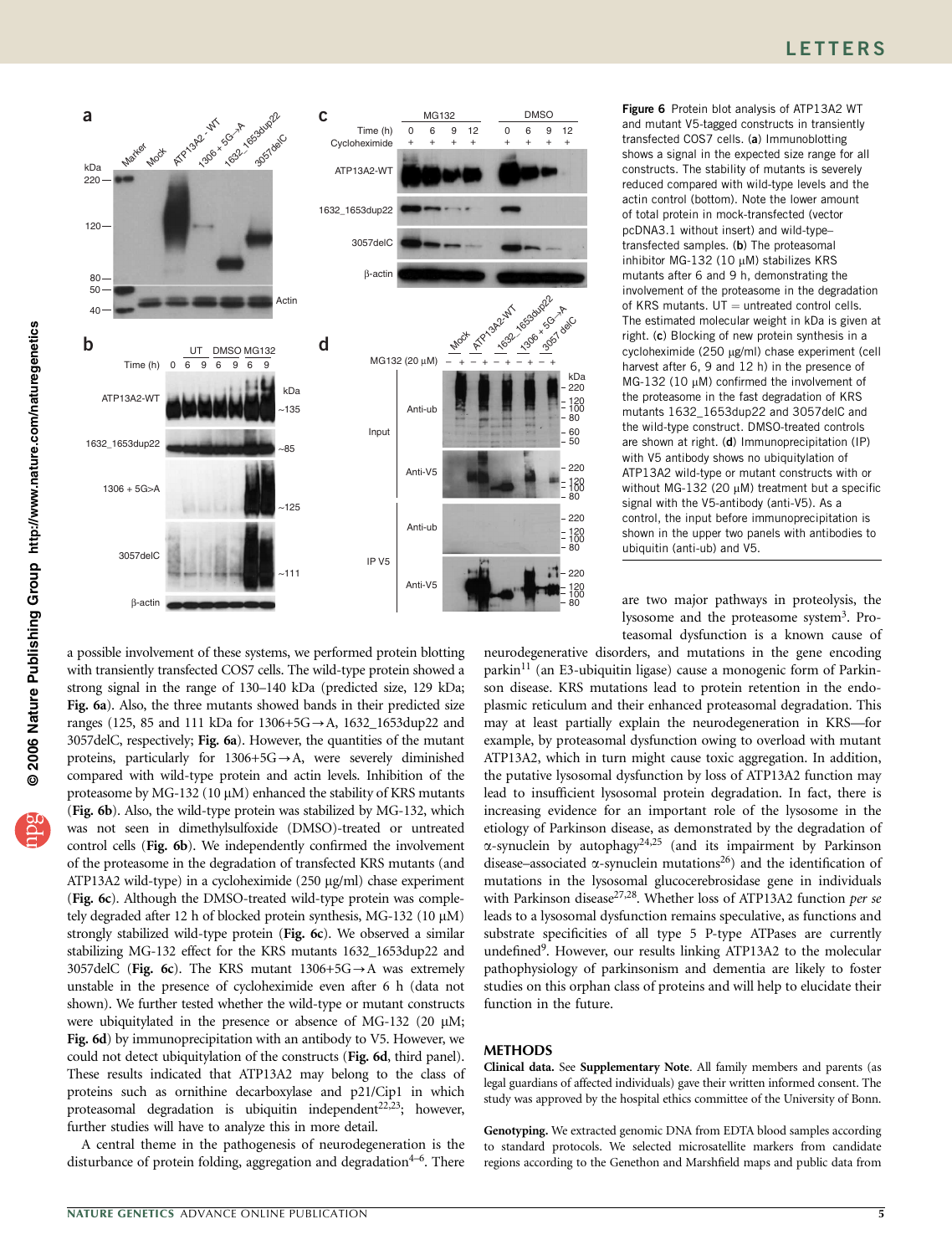Figure 6 Protein blot analysis of ATP13A2 WT and mutant V5-tagged constructs in transiently transfected COS7 cells. (**a**) Immunoblotting shows a signal in the expected size range for all constructs. The stability of mutants is severely reduced compared with wild-type levels and the actin control (bottom). Note the lower amount of total protein in mock-transfected (vector pcDNA3.1 without insert) and wild-type–transfected samples. (**b**) The proteasomal inhibitor MG-132 (10 μM) stabilizes KRS mutants after 6 and 9 h, demonstrating the involvement of the proteasome in the degradation of KRS mutants. UT = untreated control cells. The estimated molecular weight in kDa is given at right. (**c**) Blocking of new protein synthesis in a cycloheximide (250 μg/ml) chase experiment (cell harvest after 6, 9 and 12 h) in the presence of MG-132 (10 μM) confirmed the involvement of the proteasome in the fast degradation of KRS mutants 1632_1653dup22 and 3057delC and the wild-type construct. DMSO-treated controls are shown at right. (**d**) Immunoprecipitation (IP) with V5 antibody shows no ubiquitylation of ATP13A2 wild-type or mutant constructs with or without MG-132 (20 μM) treatment but a specific signal with the V5-antibody (anti-V5). As a control, the input before immunoprecipitation is shown in the upper two panels with antibodies to ubiquitin (anti-ub) and V5.

a possible involvement of these systems, we performed protein blotting with transiently transfected COS7 cells. The wild-type protein showed a strong signal in the range of 130–140 kDa (predicted size, 129 kDa; **Fig. 6a**). Also, the three mutants showed bands in their predicted size ranges (125, 85 and 111 kDa for 1306+5G→A, 1632_1653dup22 and 3057delC, respectively; **Fig. 6a**). However, the quantities of the mutant proteins, particularly for 1306+5G→A, were severely diminished compared with wild-type protein and actin levels. Inhibition of the proteasome by MG-132 (10 μM) enhanced the stability of KRS mutants (**Fig. 6b**). Also, the wild-type protein was stabilized by MG-132, which was not seen in dimethylsulfoxide (DMSO)-treated or untreated control cells (**Fig. 6b**). We independently confirmed the involvement of the proteasome in the degradation of transfected KRS mutants (and ATP13A2 wild-type) in a cycloheximide (250 μg/ml) chase experiment (**Fig. 6c**). Although the DMSO-treated wild-type protein was completely degraded after 12 h of blocked protein synthesis, MG-132 (10 μM) strongly stabilized wild-type protein (**Fig. 6c**). We observed a similar stabilizing MG-132 effect for the KRS mutants 1632_1653dup22 and 3057delC (**Fig. 6c**). The KRS mutant 1306+5G→A was extremely unstable in the presence of cycloheximide even after 6 h (data not shown). We further tested whether the wild-type or mutant constructs were ubiquitylated in the presence or absence of MG-132 (20 μM; **Fig. 6d**) by immunoprecipitation with an antibody to V5. However, we could not detect ubiquitylation of the constructs (**Fig. 6d**, third panel). These results indicated that ATP13A2 may belong to the class of proteins such as ornithine decarboxylase and p21/Cip1 in which proteasomal degradation is ubiquitin independent[22,23]; however, further studies will have to analyze this in more detail.

A central theme in the pathogenesis of neurodegeneration is the disturbance of protein folding, aggregation and degradation[4–6]. There are two major pathways in proteolysis, the lysosome and the proteasome system[3]. Proteasomal dysfunction is a known cause of neurodegenerative disorders, and mutations in the gene encoding parkin[11] (an E3-ubiquitin ligase) cause a monogenic form of Parkinson disease. KRS mutations lead to protein retention in the endoplasmic reticulum and their enhanced proteasomal degradation. This may at least partially explain the neurodegeneration in KRS—for example, by proteasomal dysfunction owing to overload with mutant ATP13A2, which in turn might cause toxic aggregation. In addition, the putative lysosomal dysfunction by loss of ATP13A2 function may lead to insufficient lysosomal protein degradation. In fact, there is increasing evidence for an important role of the lysosome in the etiology of Parkinson disease, as demonstrated by the degradation of α-synuclein by autophagy[24,25] (and its impairment by Parkinson disease–associated α-synuclein mutations[26]) and the identification of mutations in the lysosomal glucocerebrosidase gene in individuals with Parkinson disease[27,28]. Whether loss of ATP13A2 function *per se* leads to a lysosomal dysfunction remains speculative, as functions and substrate specificities of all type 5 P-type ATPases are currently undefined[9]. However, our results linking ATP13A2 to the molecular pathophysiology of parkinsonism and dementia are likely to foster studies on this orphan class of proteins and will help to elucidate their function in the future.

## METHODS

**Clinical data.** See **Supplementary Note**. All family members and parents (as legal guardians of affected individuals) gave their written informed consent. The study was approved by the hospital ethics committee of the University of Bonn.

**Genotyping.** We extracted genomic DNA from EDTA blood samples according to standard protocols. We selected microsatellite markers from candidate regions according to the Genethon and Marshfield maps and public data from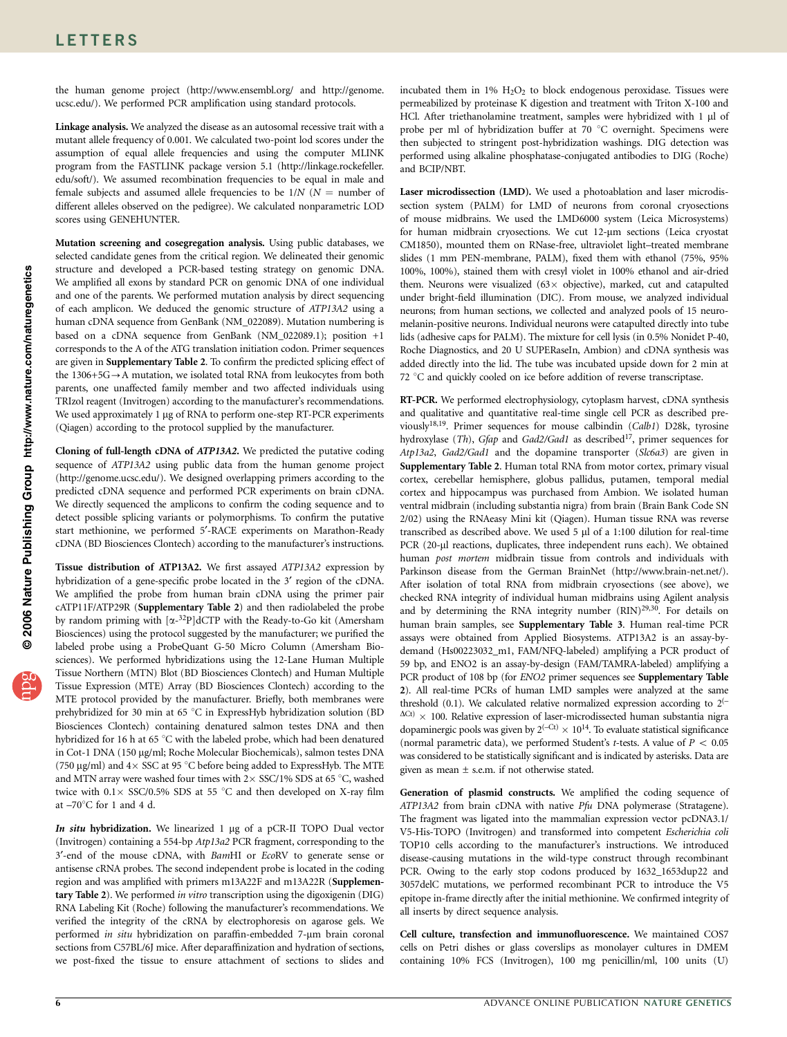the human genome project (http://www.ensembl.org/ and http://genome.ucsc.edu/). We performed PCR amplification using standard protocols.

**Linkage analysis.** We analyzed the disease as an autosomal recessive trait with a mutant allele frequency of 0.001. We calculated two-point lod scores under the assumption of equal allele frequencies and using the computer MLINK program from the FASTLINK package version 5.1 (http://linkage.rockefeller.edu/soft/). We assumed recombination frequencies to be equal in male and female subjects and assumed allele frequencies to be $1/N$ ($N$ = number of different alleles observed on the pedigree). We calculated nonparametric LOD scores using GENEHUNTER.

**Mutation screening and cosegregation analysis.** Using public databases, we selected candidate genes from the critical region. We delineated their genomic structure and developed a PCR-based testing strategy on genomic DNA. We amplified all exons by standard PCR on genomic DNA of one individual and one of the parents. We performed mutation analysis by direct sequencing of each amplicon. We deduced the genomic structure of *ATP13A2* using a human cDNA sequence from GenBank (NM_022089). Mutation numbering is based on a cDNA sequence from GenBank (NM_022089.1); position +1 corresponds to the A of the ATG translation initiation codon. Primer sequences are given in **Supplementary Table 2**. To confirm the predicted splicing effect of the 1306+5G→A mutation, we isolated total RNA from leukocytes from both parents, one unaffected family member and two affected individuals using TRIzol reagent (Invitrogen) according to the manufacturer's recommendations. We used approximately 1 µg of RNA to perform one-step RT-PCR experiments (Qiagen) according to the protocol supplied by the manufacturer.

**Cloning of full-length cDNA of *ATP13A2*.** We predicted the putative coding sequence of *ATP13A2* using public data from the human genome project (http://genome.ucsc.edu/). We designed overlapping primers according to the predicted cDNA sequence and performed PCR experiments on brain cDNA. We directly sequenced the amplicons to confirm the coding sequence and to detect possible splicing variants or polymorphisms. To confirm the putative start methionine, we performed 5′-RACE experiments on Marathon-Ready cDNA (BD Biosciences Clontech) according to the manufacturer's instructions.

**Tissue distribution of ATP13A2.** We first assayed *ATP13A2* expression by hybridization of a gene-specific probe located in the 3′ region of the cDNA. We amplified the probe from human brain cDNA using the primer pair cATP11F/ATP29R (**Supplementary Table 2**) and then radiolabeled the probe by random priming with [$\alpha$-$^{32}$P]dCTP with the Ready-to-Go kit (Amersham Biosciences) using the protocol suggested by the manufacturer; we purified the labeled probe using a ProbeQuant G-50 Micro Column (Amersham Biosciences). We performed hybridizations using the 12-Lane Human Multiple Tissue Northern (MTN) Blot (BD Biosciences Clontech) and Human Multiple Tissue Expression (MTE) Array (BD Biosciences Clontech) according to the MTE protocol provided by the manufacturer. Briefly, both membranes were prehybridized for 30 min at 65 °C in ExpressHyb hybridization solution (BD Biosciences Clontech) containing denatured salmon testes DNA and then hybridized for 16 h at 65 °C with the labeled probe, which had been denatured in Cot-1 DNA (150 µg/ml; Roche Molecular Biochemicals), salmon testes DNA (750 µg/ml) and 4× SSC at 95 °C before being added to ExpressHyb. The MTE and MTN array were washed four times with 2× SSC/1% SDS at 65 °C, washed twice with 0.1× SSC/0.5% SDS at 55 °C and then developed on X-ray film at –70°C for 1 and 4 d.

***In situ* hybridization.** We linearized 1 µg of a pCR-II TOPO Dual vector (Invitrogen) containing a 554-bp *Atp13a2* PCR fragment, corresponding to the 3′-end of the mouse cDNA, with *Bam*HI or *Eco*RV to generate sense or antisense cRNA probes. The second independent probe is located in the coding region and was amplified with primers m13A22F and m13A22R (**Supplementary Table 2**). We performed *in vitro* transcription using the digoxigenin (DIG) RNA Labeling Kit (Roche) following the manufacturer's recommendations. We verified the integrity of the cRNA by electrophoresis on agarose gels. We performed *in situ* hybridization on paraffin-embedded 7-µm brain coronal sections from C57BL/6J mice. After deparaffination and hydration of sections, we post-fixed the tissue to ensure attachment of sections to slides and incubated them in 1% $H_2O_2$ to block endogenous peroxidase. Tissues were permeabilized by proteinase K digestion and treatment with Triton X-100 and HCl. After triethanolamine treatment, samples were hybridized with 1 µl of probe per ml of hybridization buffer at 70 °C overnight. Specimens were then subjected to stringent post-hybridization washings. DIG detection was performed using alkaline phosphatase-conjugated antibodies to DIG (Roche) and BCIP/NBT.

**Laser microdissection (LMD).** We used a photoablation and laser microdissection system (PALM) for LMD of neurons from coronal cryosections of mouse midbrains. We used the LMD6000 system (Leica Microsystems) for human midbrain cryosections. We cut 12-µm sections (Leica cryostat CM1850), mounted them on RNase-free, ultraviolet light–treated membrane slides (1 mm PEN-membrane, PALM), fixed them with ethanol (75%, 95% 100%, 100%), stained them with cresyl violet in 100% ethanol and air-dried them. Neurons were visualized (63× objective), marked, cut and catapulted under bright-field illumination (DIC). From mouse, we analyzed individual neurons; from human sections, we collected and analyzed pools of 15 neuromelanin-positive neurons. Individual neurons were catapulted directly into tube lids (adhesive caps for PALM). The mixture for cell lysis (in 0.5% Nonidet P-40, Roche Diagnostics, and 20 U SUPERaseIn, Ambion) and cDNA synthesis was added directly into the lid. The tube was incubated upside down for 2 min at 72 °C and quickly cooled on ice before addition of reverse transcriptase.

**RT-PCR.** We performed electrophysiology, cytoplasm harvest, cDNA synthesis and qualitative and quantitative real-time single cell PCR as described previously[18,19]. Primer sequences for mouse calbindin (*Calb1*) D28k, tyrosine hydroxylase (*Th*), *Gfap* and *Gad2/Gad1* as described[17], primer sequences for *Atp13a2*, *Gad2/Gad1* and the dopamine transporter (*Slc6a3*) are given in **Supplementary Table 2**. Human total RNA from motor cortex, primary visual cortex, cerebellar hemisphere, globus pallidus, putamen, temporal medial cortex and hippocampus was purchased from Ambion. We isolated human ventral midbrain (including substantia nigra) from brain (Brain Bank Code SN 2/02) using the RNAeasy Mini kit (Qiagen). Human tissue RNA was reverse transcribed as described above. We used 5 µl of a 1:100 dilution for real-time PCR (20-µl reactions, duplicates, three independent runs each). We obtained human *post mortem* midbrain tissue from controls and individuals with Parkinson disease from the German BrainNet (http://www.brain-net.net/). After isolation of total RNA from midbrain cryosections (see above), we checked RNA integrity of individual human midbrains using Agilent analysis and by determining the RNA integrity number (RIN)[29,30]. For details on human brain samples, see **Supplementary Table 3**. Human real-time PCR assays were obtained from Applied Biosystems. ATP13A2 is an assay-by-demand (Hs00223032_m1, FAM/NFQ-labeled) amplifying a PCR product of 59 bp, and ENO2 is an assay-by-design (FAM/TAMRA-labeled) amplifying a PCR product of 108 bp (for *ENO2* primer sequences see **Supplementary Table 2**). All real-time PCRs of human LMD samples were analyzed at the same threshold (0.1). We calculated relative normalized expression according to $2^{(-\Delta Ct)} \times 100$. Relative expression of laser-microdissected human substantia nigra dopaminergic pools was given by $2^{(-Ct)} \times 10^{14}$. To evaluate statistical significance (normal parametric data), we performed Student's *t*-tests. A value of $P < 0.05$ was considered to be statistically significant and is indicated by asterisks. Data are given as mean ± s.e.m. if not otherwise stated.

**Generation of plasmid constructs.** We amplified the coding sequence of *ATP13A2* from brain cDNA with native *Pfu* DNA polymerase (Stratagene). The fragment was ligated into the mammalian expression vector pcDNA3.1/V5-His-TOPO (Invitrogen) and transformed into competent *Escherichia coli* TOP10 cells according to the manufacturer's instructions. We introduced disease-causing mutations in the wild-type construct through recombinant PCR. Owing to the early stop codons produced by 1632_1653dup22 and 3057delC mutations, we performed recombinant PCR to introduce the V5 epitope in-frame directly after the initial methionine. We confirmed integrity of all inserts by direct sequence analysis.

**Cell culture, transfection and immunofluorescence.** We maintained COS7 cells on Petri dishes or glass coverslips as monolayer cultures in DMEM containing 10% FCS (Invitrogen), 100 mg penicillin/ml, 100 units (U)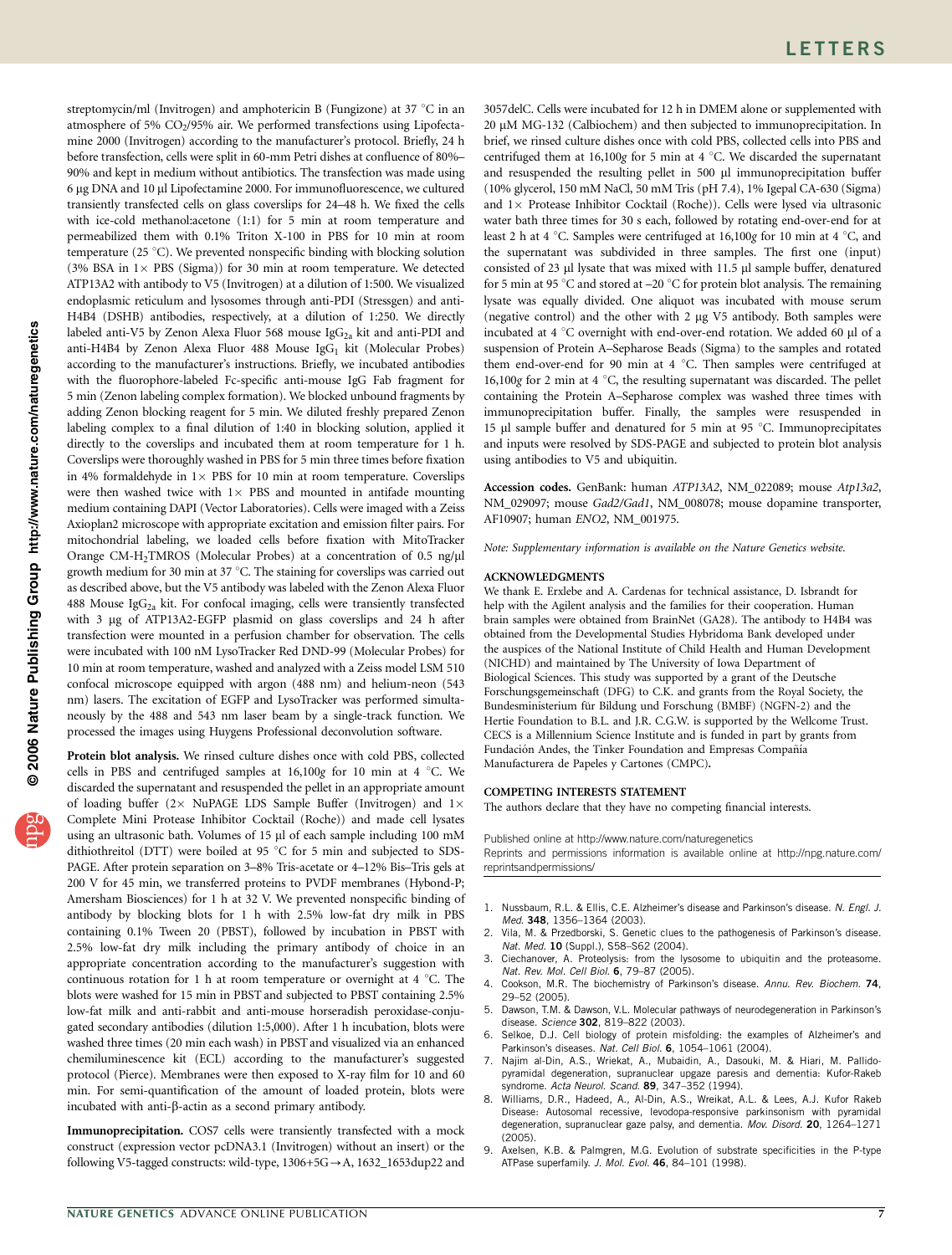streptomycin/ml (Invitrogen) and amphotericin B (Fungizone) at 37 °C in an atmosphere of 5% $CO_2$/95% air. We performed transfections using Lipofectamine 2000 (Invitrogen) according to the manufacturer's protocol. Briefly, 24 h before transfection, cells were split in 60-mm Petri dishes at confluence of 80%–90% and kept in medium without antibiotics. The transfection was made using 6 µg DNA and 10 µl Lipofectamine 2000. For immunofluorescence, we cultured transiently transfected cells on glass coverslips for 24–48 h. We fixed the cells with ice-cold methanol:acetone (1:1) for 5 min at room temperature and permeabilized them with 0.1% Triton X-100 in PBS for 10 min at room temperature (25 °C). We prevented nonspecific binding with blocking solution (3% BSA in 1× PBS (Sigma)) for 30 min at room temperature. We detected ATP13A2 with antibody to V5 (Invitrogen) at a dilution of 1:500. We visualized endoplasmic reticulum and lysosomes through anti-PDI (Stressgen) and anti-H4B4 (DSHB) antibodies, respectively, at a dilution of 1:250. We directly labeled anti-V5 by Zenon Alexa Fluor 568 mouse $IgG_{2a}$ kit and anti-PDI and anti-H4B4 by Zenon Alexa Fluor 488 Mouse $IgG_1$ kit (Molecular Probes) according to the manufacturer's instructions. Briefly, we incubated antibodies with the fluorophore-labeled Fc-specific anti-mouse IgG Fab fragment for 5 min (Zenon labeling complex formation). We blocked unbound fragments by adding Zenon blocking reagent for 5 min. We diluted freshly prepared Zenon labeling complex to a final dilution of 1:40 in blocking solution, applied it directly to the coverslips and incubated them at room temperature for 1 h. Coverslips were thoroughly washed in PBS for 5 min three times before fixation in 4% formaldehyde in 1× PBS for 10 min at room temperature. Coverslips were then washed twice with 1× PBS and mounted in antifade mounting medium containing DAPI (Vector Laboratories). Cells were imaged with a Zeiss Axioplan2 microscope with appropriate excitation and emission filter pairs. For mitochondrial labeling, we loaded cells before fixation with MitoTracker Orange CM-$H_2$TMROS (Molecular Probes) at a concentration of 0.5 ng/µl growth medium for 30 min at 37 °C. The staining for coverslips was carried out as described above, but the V5 antibody was labeled with the Zenon Alexa Fluor 488 Mouse $IgG_{2a}$ kit. For confocal imaging, cells were transiently transfected with 3 µg of ATP13A2-EGFP plasmid on glass coverslips and 24 h after transfection were mounted in a perfusion chamber for observation. The cells were incubated with 100 nM LysoTracker Red DND-99 (Molecular Probes) for 10 min at room temperature, washed and analyzed with a Zeiss model LSM 510 confocal microscope equipped with argon (488 nm) and helium-neon (543 nm) lasers. The excitation of EGFP and LysoTracker was performed simultaneously by the 488 and 543 nm laser beam by a single-track function. We processed the images using Huygens Professional deconvolution software.

**Protein blot analysis.** We rinsed culture dishes once with cold PBS, collected cells in PBS and centrifuged samples at 16,100*g* for 10 min at 4 °C. We discarded the supernatant and resuspended the pellet in an appropriate amount of loading buffer (2× NuPAGE LDS Sample Buffer (Invitrogen) and 1× Complete Mini Protease Inhibitor Cocktail (Roche)) and made cell lysates using an ultrasonic bath. Volumes of 15 µl of each sample including 100 mM dithiothreitol (DTT) were boiled at 95 °C for 5 min and subjected to SDS-PAGE. After protein separation on 3–8% Tris-acetate or 4–12% Bis–Tris gels at 200 V for 45 min, we transferred proteins to PVDF membranes (Hybond-P; Amersham Biosciences) for 1 h at 32 V. We prevented nonspecific binding of antibody by blocking blots for 1 h with 2.5% low-fat dry milk in PBS containing 0.1% Tween 20 (PBST), followed by incubation in PBST with 2.5% low-fat dry milk including the primary antibody of choice in an appropriate concentration according to the manufacturer's suggestion with continuous rotation for 1 h at room temperature or overnight at 4 °C. The blots were washed for 15 min in PBST and subjected to PBST containing 2.5% low-fat milk and anti-rabbit and anti-mouse horseradish peroxidase-conjugated secondary antibodies (dilution 1:5,000). After 1 h incubation, blots were washed three times (20 min each wash) in PBST and visualized via an enhanced chemiluminescence kit (ECL) according to the manufacturer's suggested protocol (Pierce). Membranes were then exposed to X-ray film for 10 and 60 min. For semi-quantification of the amount of loaded protein, blots were incubated with anti-β-actin as a second primary antibody.

**Immunoprecipitation.** COS7 cells were transiently transfected with a mock construct (expression vector pcDNA3.1 (Invitrogen) without an insert) or the following V5-tagged constructs: wild-type, 1306+5G→A, 1632_1653dup22 and 3057delC. Cells were incubated for 12 h in DMEM alone or supplemented with 20 µM MG-132 (Calbiochem) and then subjected to immunoprecipitation. In brief, we rinsed culture dishes once with cold PBS, collected cells into PBS and centrifuged them at 16,100*g* for 5 min at 4 °C. We discarded the supernatant and resuspended the resulting pellet in 500 µl immunoprecipitation buffer (10% glycerol, 150 mM NaCl, 50 mM Tris (pH 7.4), 1% Igepal CA-630 (Sigma) and 1× Protease Inhibitor Cocktail (Roche)). Cells were lysed via ultrasonic water bath three times for 30 s each, followed by rotating end-over-end for at least 2 h at 4 °C. Samples were centrifuged at 16,100*g* for 10 min at 4 °C, and the supernatant was subdivided in three samples. The first one (input) consisted of 23 µl lysate that was mixed with 11.5 µl sample buffer, denatured for 5 min at 95 °C and stored at –20 °C for protein blot analysis. The remaining lysate was equally divided. One aliquot was incubated with mouse serum (negative control) and the other with 2 µg V5 antibody. Both samples were incubated at 4 °C overnight with end-over-end rotation. We added 60 µl of a suspension of Protein A–Sepharose Beads (Sigma) to the samples and rotated them end-over-end for 90 min at 4 °C. Then samples were centrifuged at 16,100*g* for 2 min at 4 °C, the resulting supernatant was discarded. The pellet containing the Protein A–Sepharose complex was washed three times with immunoprecipitation buffer. Finally, the samples were resuspended in 15 µl sample buffer and denatured for 5 min at 95 °C. Immunoprecipitates and inputs were resolved by SDS-PAGE and subjected to protein blot analysis using antibodies to V5 and ubiquitin.

**Accession codes.** GenBank: human *ATP13A2*, NM_022089; mouse *Atp13a2*, NM_029097; mouse *Gad2/Gad1*, NM_008078; mouse dopamine transporter, AF10907; human *ENO2*, NM_001975.

*Note: Supplementary information is available on the Nature Genetics website.*

### ACKNOWLEDGMENTS

We thank E. Erxlebe and A. Cardenas for technical assistance, D. Isbrandt for help with the Agilent analysis and the families for their cooperation. Human brain samples were obtained from BrainNet (GA28). The antibody to H4B4 was obtained from the Developmental Studies Hybridoma Bank developed under the auspices of the National Institute of Child Health and Human Development (NICHD) and maintained by The University of Iowa Department of Biological Sciences. This study was supported by a grant of the Deutsche Forschungsgemeinschaft (DFG) to C.K. and grants from the Royal Society, the Bundesministerium für Bildung und Forschung (BMBF) (NGFN-2) and the Hertie Foundation to B.L. and J.R. C.G.W. is supported by the Wellcome Trust. CECS is a Millennium Science Institute and is funded in part by grants from Fundación Andes, the Tinker Foundation and Empresas Compañía Manufacturera de Papeles y Cartones (CMPC).

### COMPETING INTERESTS STATEMENT

The authors declare that they have no competing financial interests.

Published online at http://www.nature.com/naturegenetics
Reprints and permissions information is available online at http://npg.nature.com/reprintsandpermissions/

1. Nussbaum, R.L. & Ellis, C.E. Alzheimer's disease and Parkinson's disease. *N. Engl. J. Med.* **348**, 1356–1364 (2003).
2. Vila, M. & Przedborski, S. Genetic clues to the pathogenesis of Parkinson's disease. *Nat. Med.* **10** (Suppl.), S58–S62 (2004).
3. Ciechanover, A. Proteolysis: from the lysosome to ubiquitin and the proteasome. *Nat. Rev. Mol. Cell Biol.* **6**, 79–87 (2005).
4. Cookson, M.R. The biochemistry of Parkinson's disease. *Annu. Rev. Biochem.* **74**, 29–52 (2005).
5. Dawson, T.M. & Dawson, V.L. Molecular pathways of neurodegeneration in Parkinson's disease. *Science* **302**, 819–822 (2003).
6. Selkoe, D.J. Cell biology of protein misfolding: the examples of Alzheimer's and Parkinson's diseases. *Nat. Cell Biol.* **6**, 1054–1061 (2004).
7. Najim al-Din, A.S., Wriekat, A., Mubaidin, A., Dasouki, M. & Hiari, M. Pallido-pyramidal degeneration, supranuclear upgaze paresis and dementia: Kufor-Rakeb syndrome. *Acta Neurol. Scand.* **89**, 347–352 (1994).
8. Williams, D.R., Hadeed, A., Al-Din, A.S., Wreikat, A.L. & Lees, A.J. Kufor Rakeb Disease: Autosomal recessive, levodopa-responsive parkinsonism with pyramidal degeneration, supranuclear gaze palsy, and dementia. *Mov. Disord.* **20**, 1264–1271 (2005).
9. Axelsen, K.B. & Palmgren, M.G. Evolution of substrate specificities in the P-type ATPase superfamily. *J. Mol. Evol.* **46**, 84–101 (1998).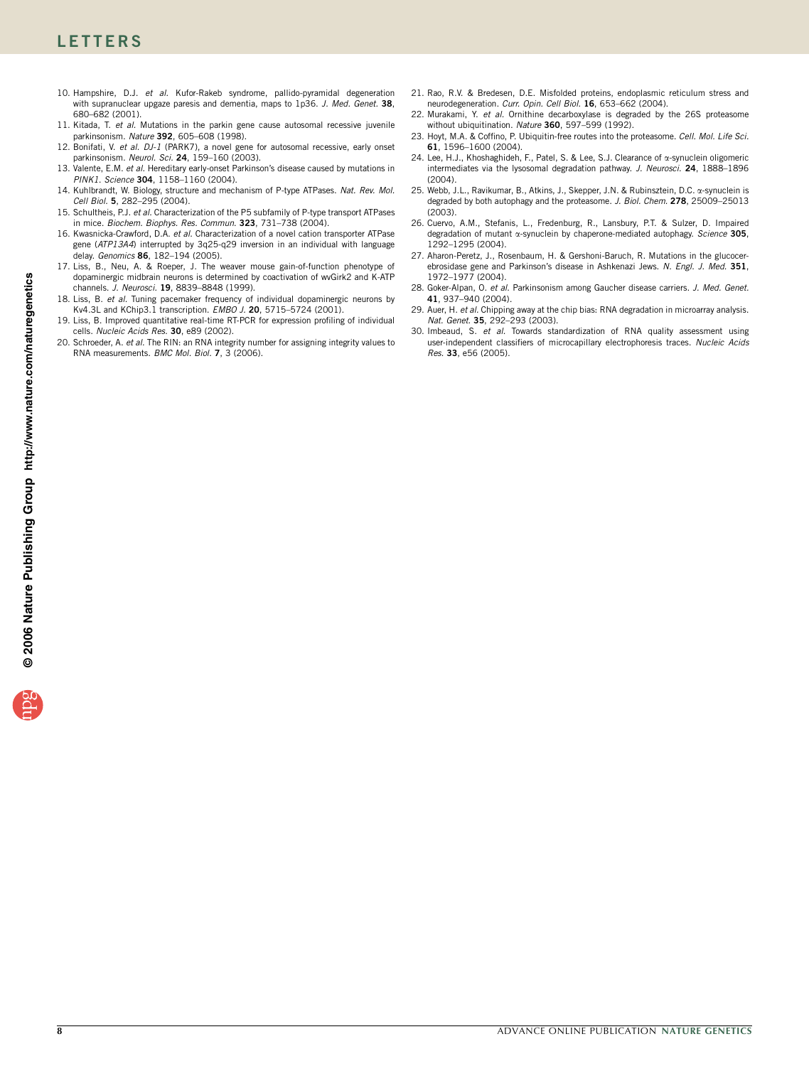10. Hampshire, D.J. *et al.* Kufor-Rakeb syndrome, pallido-pyramidal degeneration with supranuclear upgaze paresis and dementia, maps to 1p36. *J. Med. Genet.* **38**, 680–682 (2001).
11. Kitada, T. *et al.* Mutations in the parkin gene cause autosomal recessive juvenile parkinsonism. *Nature* **392**, 605–608 (1998).
12. Bonifati, V. *et al. DJ-1* (PARK7), a novel gene for autosomal recessive, early onset parkinsonism. *Neurol. Sci.* **24**, 159–160 (2003).
13. Valente, E.M. *et al.* Hereditary early-onset Parkinson's disease caused by mutations in *PINK1*. *Science* **304**, 1158–1160 (2004).
14. Kuhlbrandt, W. Biology, structure and mechanism of P-type ATPases. *Nat. Rev. Mol. Cell Biol.* **5**, 282–295 (2004).
15. Schultheis, P.J. *et al.* Characterization of the P5 subfamily of P-type transport ATPases in mice. *Biochem. Biophys. Res. Commun.* **323**, 731–738 (2004).
16. Kwasnicka-Crawford, D.A. *et al.* Characterization of a novel cation transporter ATPase gene (*ATP13A4*) interrupted by 3q25-q29 inversion in an individual with language delay. *Genomics* **86**, 182–194 (2005).
17. Liss, B., Neu, A. & Roeper, J. The weaver mouse gain-of-function phenotype of dopaminergic midbrain neurons is determined by coactivation of wvGirk2 and K-ATP channels. *J. Neurosci.* **19**, 8839–8848 (1999).
18. Liss, B. *et al.* Tuning pacemaker frequency of individual dopaminergic neurons by Kv4.3L and KChip3.1 transcription. *EMBO J.* **20**, 5715–5724 (2001).
19. Liss, B. Improved quantitative real-time RT-PCR for expression profiling of individual cells. *Nucleic Acids Res.* **30**, e89 (2002).
20. Schroeder, A. *et al.* The RIN: an RNA integrity number for assigning integrity values to RNA measurements. *BMC Mol. Biol.* **7**, 3 (2006).
21. Rao, R.V. & Bredesen, D.E. Misfolded proteins, endoplasmic reticulum stress and neurodegeneration. *Curr. Opin. Cell Biol.* **16**, 653–662 (2004).
22. Murakami, Y. *et al.* Ornithine decarboxylase is degraded by the 26S proteasome without ubiquitination. *Nature* **360**, 597–599 (1992).
23. Hoyt, M.A. & Coffino, P. Ubiquitin-free routes into the proteasome. *Cell. Mol. Life Sci.* **61**, 1596–1600 (2004).
24. Lee, H.J., Khoshaghideh, F., Patel, S. & Lee, S.J. Clearance of α-synuclein oligomeric intermediates via the lysosomal degradation pathway. *J. Neurosci.* **24**, 1888–1896 (2004).
25. Webb, J.L., Ravikumar, B., Atkins, J., Skepper, J.N. & Rubinsztein, D.C. α-synuclein is degraded by both autophagy and the proteasome. *J. Biol. Chem.* **278**, 25009–25013 (2003).
26. Cuervo, A.M., Stefanis, L., Fredenburg, R., Lansbury, P.T. & Sulzer, D. Impaired degradation of mutant α-synuclein by chaperone-mediated autophagy. *Science* **305**, 1292–1295 (2004).
27. Aharon-Peretz, J., Rosenbaum, H. & Gershoni-Baruch, R. Mutations in the glucocerebrosidase gene and Parkinson's disease in Ashkenazi Jews. *N. Engl. J. Med.* **351**, 1972–1977 (2004).
28. Goker-Alpan, O. *et al.* Parkinsonism among Gaucher disease carriers. *J. Med. Genet.* **41**, 937–940 (2004).
29. Auer, H. *et al.* Chipping away at the chip bias: RNA degradation in microarray analysis. *Nat. Genet.* **35**, 292–293 (2003).
30. Imbeaud, S. *et al.* Towards standardization of RNA quality assessment using user-independent classifiers of microcapillary electrophoresis traces. *Nucleic Acids Res.* **33**, e56 (2005).